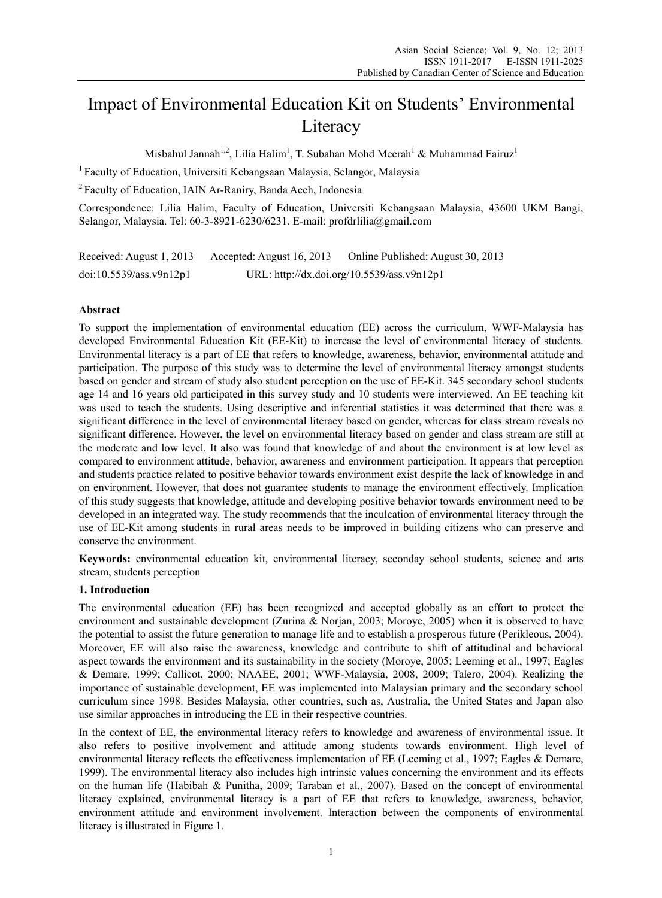# Impact of Environmental Education Kit on Students' Environmental Literacy

Misbahul Jannah[1,2], Lilia Halim[1], T. Subahan Mohd Meerah[1] & Muhammad Fairuz[1]

[1] Faculty of Education, Universiti Kebangsaan Malaysia, Selangor, Malaysia

[2] Faculty of Education, IAIN Ar-Raniry, Banda Aceh, Indonesia

Correspondence: Lilia Halim, Faculty of Education, Universiti Kebangsaan Malaysia, 43600 UKM Bangi, Selangor, Malaysia. Tel: 60-3-8921-6230/6231. E-mail: profdrlilia@gmail.com

Received: August 1, 2013 Accepted: August 16, 2013 Online Published: August 30, 2013

doi:10.5539/ass.v9n12p1 URL: http://dx.doi.org/10.5539/ass.v9n12p1

## Abstract

To support the implementation of environmental education (EE) across the curriculum, WWF-Malaysia has developed Environmental Education Kit (EE-Kit) to increase the level of environmental literacy of students. Environmental literacy is a part of EE that refers to knowledge, awareness, behavior, environmental attitude and participation. The purpose of this study was to determine the level of environmental literacy amongst students based on gender and stream of study also student perception on the use of EE-Kit. 345 secondary school students age 14 and 16 years old participated in this survey study and 10 students were interviewed. An EE teaching kit was used to teach the students. Using descriptive and inferential statistics it was determined that there was a significant difference in the level of environmental literacy based on gender, whereas for class stream reveals no significant difference. However, the level on environmental literacy based on gender and class stream are still at the moderate and low level. It also was found that knowledge of and about the environment is at low level as compared to environment attitude, behavior, awareness and environment participation. It appears that perception and students practice related to positive behavior towards environment exist despite the lack of knowledge in and on environment. However, that does not guarantee students to manage the environment effectively. Implication of this study suggests that knowledge, attitude and developing positive behavior towards environment need to be developed in an integrated way. The study recommends that the inculcation of environmental literacy through the use of EE-Kit among students in rural areas needs to be improved in building citizens who can preserve and conserve the environment.

**Keywords:** environmental education kit, environmental literacy, seconday school students, science and arts stream, students perception

## 1. Introduction

The environmental education (EE) has been recognized and accepted globally as an effort to protect the environment and sustainable development (Zurina & Norjan, 2003; Moroye, 2005) when it is observed to have the potential to assist the future generation to manage life and to establish a prosperous future (Perikleous, 2004). Moreover, EE will also raise the awareness, knowledge and contribute to shift of attitudinal and behavioral aspect towards the environment and its sustainability in the society (Moroye, 2005; Leeming et al., 1997; Eagles & Demare, 1999; Callicot, 2000; NAAEE, 2001; WWF-Malaysia, 2008, 2009; Talero, 2004). Realizing the importance of sustainable development, EE was implemented into Malaysian primary and the secondary school curriculum since 1998. Besides Malaysia, other countries, such as, Australia, the United States and Japan also use similar approaches in introducing the EE in their respective countries.

In the context of EE, the environmental literacy refers to knowledge and awareness of environmental issue. It also refers to positive involvement and attitude among students towards environment. High level of environmental literacy reflects the effectiveness implementation of EE (Leeming et al., 1997; Eagles & Demare, 1999). The environmental literacy also includes high intrinsic values concerning the environment and its effects on the human life (Habibah & Punitha, 2009; Taraban et al., 2007). Based on the concept of environmental literacy explained, environmental literacy is a part of EE that refers to knowledge, awareness, behavior, environment attitude and environment involvement. Interaction between the components of environmental literacy is illustrated in Figure 1.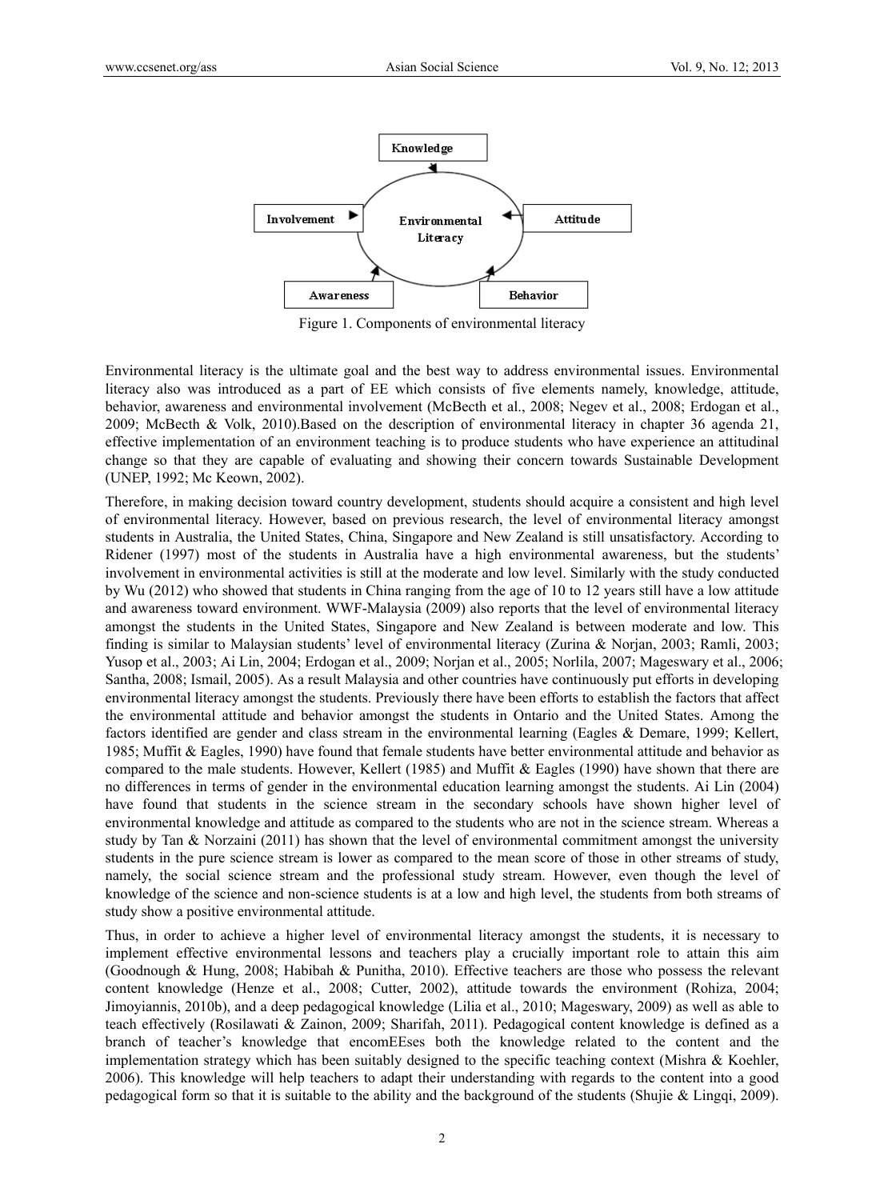Knowledge

Involvement

Environmental Literacy

Attitude

Awareness

Behavior

Figure 1. Components of environmental literacy

Environmental literacy is the ultimate goal and the best way to address environmental issues. Environmental literacy also was introduced as a part of EE which consists of five elements namely, knowledge, attitude, behavior, awareness and environmental involvement (McBecth et al., 2008; Negev et al., 2008; Erdogan et al., 2009; McBecth & Volk, 2010).Based on the description of environmental literacy in chapter 36 agenda 21, effective implementation of an environment teaching is to produce students who have experience an attitudinal change so that they are capable of evaluating and showing their concern towards Sustainable Development (UNEP, 1992; Mc Keown, 2002).

Therefore, in making decision toward country development, students should acquire a consistent and high level of environmental literacy. However, based on previous research, the level of environmental literacy amongst students in Australia, the United States, China, Singapore and New Zealand is still unsatisfactory. According to Ridener (1997) most of the students in Australia have a high environmental awareness, but the students' involvement in environmental activities is still at the moderate and low level. Similarly with the study conducted by Wu (2012) who showed that students in China ranging from the age of 10 to 12 years still have a low attitude and awareness toward environment. WWF-Malaysia (2009) also reports that the level of environmental literacy amongst the students in the United States, Singapore and New Zealand is between moderate and low. This finding is similar to Malaysian students' level of environmental literacy (Zurina & Norjan, 2003; Ramli, 2003; Yusop et al., 2003; Ai Lin, 2004; Erdogan et al., 2009; Norjan et al., 2005; Norlila, 2007; Mageswary et al., 2006; Santha, 2008; Ismail, 2005). As a result Malaysia and other countries have continuously put efforts in developing environmental literacy amongst the students. Previously there have been efforts to establish the factors that affect the environmental attitude and behavior amongst the students in Ontario and the United States. Among the factors identified are gender and class stream in the environmental learning (Eagles & Demare, 1999; Kellert, 1985; Muffit & Eagles, 1990) have found that female students have better environmental attitude and behavior as compared to the male students. However, Kellert (1985) and Muffit & Eagles (1990) have shown that there are no differences in terms of gender in the environmental education learning amongst the students. Ai Lin (2004) have found that students in the science stream in the secondary schools have shown higher level of environmental knowledge and attitude as compared to the students who are not in the science stream. Whereas a study by Tan & Norzaini (2011) has shown that the level of environmental commitment amongst the university students in the pure science stream is lower as compared to the mean score of those in other streams of study, namely, the social science stream and the professional study stream. However, even though the level of knowledge of the science and non-science students is at a low and high level, the students from both streams of study show a positive environmental attitude.

Thus, in order to achieve a higher level of environmental literacy amongst the students, it is necessary to implement effective environmental lessons and teachers play a crucially important role to attain this aim (Goodnough & Hung, 2008; Habibah & Punitha, 2010). Effective teachers are those who possess the relevant content knowledge (Henze et al., 2008; Cutter, 2002), attitude towards the environment (Rohiza, 2004; Jimoyiannis, 2010b), and a deep pedagogical knowledge (Lilia et al., 2010; Mageswary, 2009) as well as able to teach effectively (Rosilawati & Zainon, 2009; Sharifah, 2011). Pedagogical content knowledge is defined as a branch of teacher's knowledge that encomEEses both the knowledge related to the content and the implementation strategy which has been suitably designed to the specific teaching context (Mishra & Koehler, 2006). This knowledge will help teachers to adapt their understanding with regards to the content into a good pedagogical form so that it is suitable to the ability and the background of the students (Shujie & Lingqi, 2009).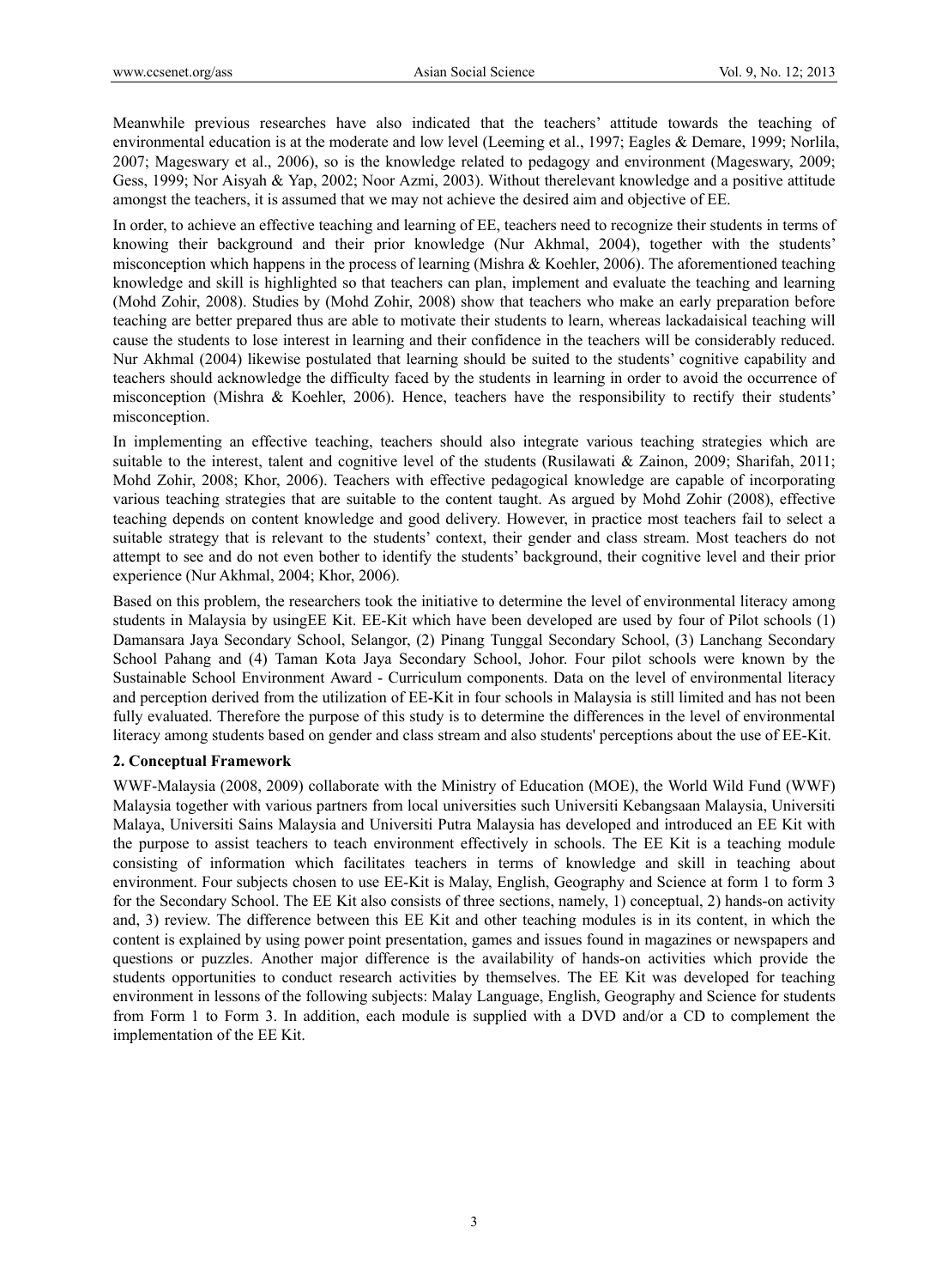Meanwhile previous researches have also indicated that the teachers' attitude towards the teaching of environmental education is at the moderate and low level (Leeming et al., 1997; Eagles & Demare, 1999; Norlila, 2007; Mageswary et al., 2006), so is the knowledge related to pedagogy and environment (Mageswary, 2009; Gess, 1999; Nor Aisyah & Yap, 2002; Noor Azmi, 2003). Without therelevant knowledge and a positive attitude amongst the teachers, it is assumed that we may not achieve the desired aim and objective of EE.

In order, to achieve an effective teaching and learning of EE, teachers need to recognize their students in terms of knowing their background and their prior knowledge (Nur Akhmal, 2004), together with the students' misconception which happens in the process of learning (Mishra & Koehler, 2006). The aforementioned teaching knowledge and skill is highlighted so that teachers can plan, implement and evaluate the teaching and learning (Mohd Zohir, 2008). Studies by (Mohd Zohir, 2008) show that teachers who make an early preparation before teaching are better prepared thus are able to motivate their students to learn, whereas lackadaisical teaching will cause the students to lose interest in learning and their confidence in the teachers will be considerably reduced. Nur Akhmal (2004) likewise postulated that learning should be suited to the students' cognitive capability and teachers should acknowledge the difficulty faced by the students in learning in order to avoid the occurrence of misconception (Mishra & Koehler, 2006). Hence, teachers have the responsibility to rectify their students' misconception.

In implementing an effective teaching, teachers should also integrate various teaching strategies which are suitable to the interest, talent and cognitive level of the students (Rusilawati & Zainon, 2009; Sharifah, 2011; Mohd Zohir, 2008; Khor, 2006). Teachers with effective pedagogical knowledge are capable of incorporating various teaching strategies that are suitable to the content taught. As argued by Mohd Zohir (2008), effective teaching depends on content knowledge and good delivery. However, in practice most teachers fail to select a suitable strategy that is relevant to the students' context, their gender and class stream. Most teachers do not attempt to see and do not even bother to identify the students' background, their cognitive level and their prior experience (Nur Akhmal, 2004; Khor, 2006).

Based on this problem, the researchers took the initiative to determine the level of environmental literacy among students in Malaysia by usingEE Kit. EE-Kit which have been developed are used by four of Pilot schools (1) Damansara Jaya Secondary School, Selangor, (2) Pinang Tunggal Secondary School, (3) Lanchang Secondary School Pahang and (4) Taman Kota Jaya Secondary School, Johor. Four pilot schools were known by the Sustainable School Environment Award - Curriculum components. Data on the level of environmental literacy and perception derived from the utilization of EE-Kit in four schools in Malaysia is still limited and has not been fully evaluated. Therefore the purpose of this study is to determine the differences in the level of environmental literacy among students based on gender and class stream and also students' perceptions about the use of EE-Kit.

## 2. Conceptual Framework

WWF-Malaysia (2008, 2009) collaborate with the Ministry of Education (MOE), the World Wild Fund (WWF) Malaysia together with various partners from local universities such Universiti Kebangsaan Malaysia, Universiti Malaya, Universiti Sains Malaysia and Universiti Putra Malaysia has developed and introduced an EE Kit with the purpose to assist teachers to teach environment effectively in schools. The EE Kit is a teaching module consisting of information which facilitates teachers in terms of knowledge and skill in teaching about environment. Four subjects chosen to use EE-Kit is Malay, English, Geography and Science at form 1 to form 3 for the Secondary School. The EE Kit also consists of three sections, namely, 1) conceptual, 2) hands-on activity and, 3) review. The difference between this EE Kit and other teaching modules is in its content, in which the content is explained by using power point presentation, games and issues found in magazines or newspapers and questions or puzzles. Another major difference is the availability of hands-on activities which provide the students opportunities to conduct research activities by themselves. The EE Kit was developed for teaching environment in lessons of the following subjects: Malay Language, English, Geography and Science for students from Form 1 to Form 3. In addition, each module is supplied with a DVD and/or a CD to complement the implementation of the EE Kit.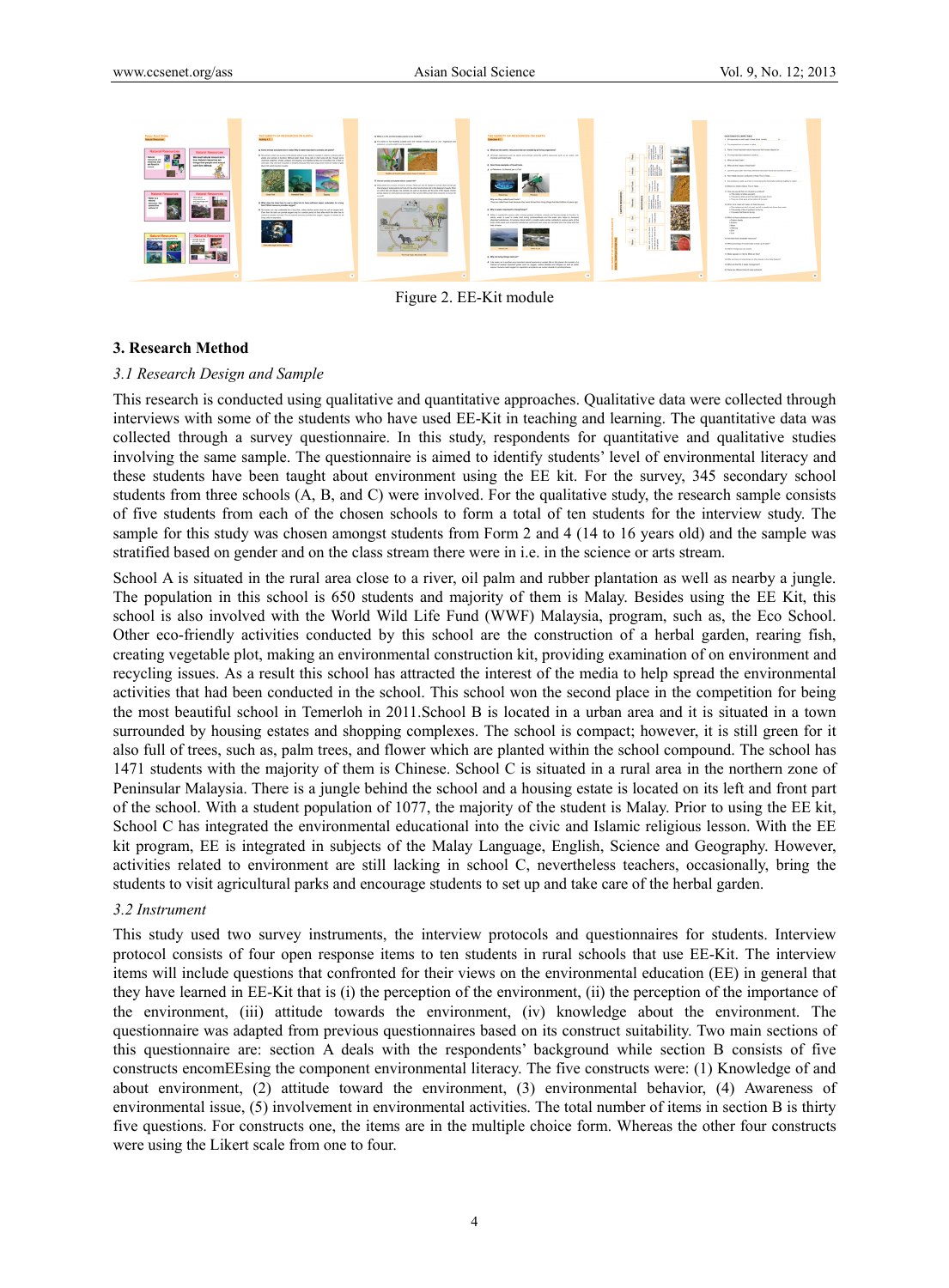Figure 2. EE-Kit module

### 3. Research Method

#### *3.1 Research Design and Sample*

This research is conducted using qualitative and quantitative approaches. Qualitative data were collected through interviews with some of the students who have used EE-Kit in teaching and learning. The quantitative data was collected through a survey questionnaire. In this study, respondents for quantitative and qualitative studies involving the same sample. The questionnaire is aimed to identify students' level of environmental literacy and these students have been taught about environment using the EE kit. For the survey, 345 secondary school students from three schools (A, B, and C) were involved. For the qualitative study, the research sample consists of five students from each of the chosen schools to form a total of ten students for the interview study. The sample for this study was chosen amongst students from Form 2 and 4 (14 to 16 years old) and the sample was stratified based on gender and on the class stream there were in i.e. in the science or arts stream.

School A is situated in the rural area close to a river, oil palm and rubber plantation as well as nearby a jungle. The population in this school is 650 students and majority of them is Malay. Besides using the EE Kit, this school is also involved with the World Wild Life Fund (WWF) Malaysia, program, such as, the Eco School. Other eco-friendly activities conducted by this school are the construction of a herbal garden, rearing fish, creating vegetable plot, making an environmental construction kit, providing examination of on environment and recycling issues. As a result this school has attracted the interest of the media to help spread the environmental activities that had been conducted in the school. This school won the second place in the competition for being the most beautiful school in Temerloh in 2011.School B is located in a urban area and it is situated in a town surrounded by housing estates and shopping complexes. The school is compact; however, it is still green for it also full of trees, such as, palm trees, and flower which are planted within the school compound. The school has 1471 students with the majority of them is Chinese. School C is situated in a rural area in the northern zone of Peninsular Malaysia. There is a jungle behind the school and a housing estate is located on its left and front part of the school. With a student population of 1077, the majority of the student is Malay. Prior to using the EE kit, School C has integrated the environmental educational into the civic and Islamic religious lesson. With the EE kit program, EE is integrated in subjects of the Malay Language, English, Science and Geography. However, activities related to environment are still lacking in school C, nevertheless teachers, occasionally, bring the students to visit agricultural parks and encourage students to set up and take care of the herbal garden.

#### *3.2 Instrument*

This study used two survey instruments, the interview protocols and questionnaires for students. Interview protocol consists of four open response items to ten students in rural schools that use EE-Kit. The interview items will include questions that confronted for their views on the environmental education (EE) in general that they have learned in EE-Kit that is (i) the perception of the environment, (ii) the perception of the importance of the environment, (iii) attitude towards the environment, (iv) knowledge about the environment. The questionnaire was adapted from previous questionnaires based on its construct suitability. Two main sections of this questionnaire are: section A deals with the respondents' background while section B consists of five constructs encomEEsing the component environmental literacy. The five constructs were: (1) Knowledge of and about environment, (2) attitude toward the environment, (3) environmental behavior, (4) Awareness of environmental issue, (5) involvement in environmental activities. The total number of items in section B is thirty five questions. For constructs one, the items are in the multiple choice form. Whereas the other four constructs were using the Likert scale from one to four.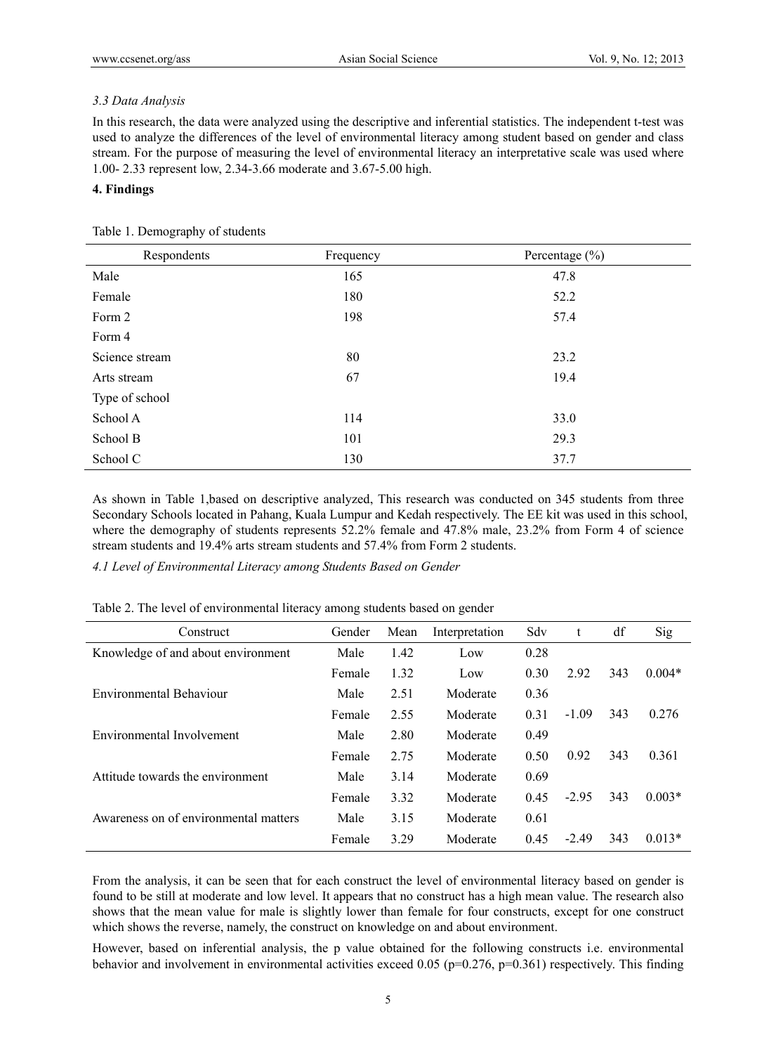### *3.3 Data Analysis*

In this research, the data were analyzed using the descriptive and inferential statistics. The independent t-test was used to analyze the differences of the level of environmental literacy among student based on gender and class stream. For the purpose of measuring the level of environmental literacy an interpretative scale was used where 1.00- 2.33 represent low, 2.34-3.66 moderate and 3.67-5.00 high.

## 4. Findings

Table 1. Demography of students

| Respondents | Frequency | Percentage (%) |
|---|---|---|
| Male | 165 | 47.8 |
| Female | 180 | 52.2 |
| Form 2 | 198 | 57.4 |
| Form 4 | | |
| Science stream | 80 | 23.2 |
| Arts stream | 67 | 19.4 |
| Type of school | | |
| School A | 114 | 33.0 |
| School B | 101 | 29.3 |
| School C | 130 | 37.7 |

As shown in Table 1,based on descriptive analyzed, This research was conducted on 345 students from three Secondary Schools located in Pahang, Kuala Lumpur and Kedah respectively. The EE kit was used in this school, where the demography of students represents 52.2% female and 47.8% male, 23.2% from Form 4 of science stream students and 19.4% arts stream students and 57.4% from Form 2 students.

### *4.1 Level of Environmental Literacy among Students Based on Gender*

Table 2. The level of environmental literacy among students based on gender

| Construct | Gender | Mean | Interpretation | Sdv | t | df | Sig |
|---|---|---|---|---|---|---|---|
| Knowledge of and about environment | Male | 1.42 | Low | 0.28 | | | |
| | Female | 1.32 | Low | 0.30 | 2.92 | 343 | 0.004* |
| Environmental Behaviour | Male | 2.51 | Moderate | 0.36 | | | |
| | Female | 2.55 | Moderate | 0.31 | -1.09 | 343 | 0.276 |
| Environmental Involvement | Male | 2.80 | Moderate | 0.49 | | | |
| | Female | 2.75 | Moderate | 0.50 | 0.92 | 343 | 0.361 |
| Attitude towards the environment | Male | 3.14 | Moderate | 0.69 | | | |
| | Female | 3.32 | Moderate | 0.45 | -2.95 | 343 | 0.003* |
| Awareness on of environmental matters | Male | 3.15 | Moderate | 0.61 | | | |
| | Female | 3.29 | Moderate | 0.45 | -2.49 | 343 | 0.013* |

From the analysis, it can be seen that for each construct the level of environmental literacy based on gender is found to be still at moderate and low level. It appears that no construct has a high mean value. The research also shows that the mean value for male is slightly lower than female for four constructs, except for one construct which shows the reverse, namely, the construct on knowledge on and about environment.

However, based on inferential analysis, the p value obtained for the following constructs i.e. environmental behavior and involvement in environmental activities exceed 0.05 ($p=0.276$, $p=0.361$) respectively. This finding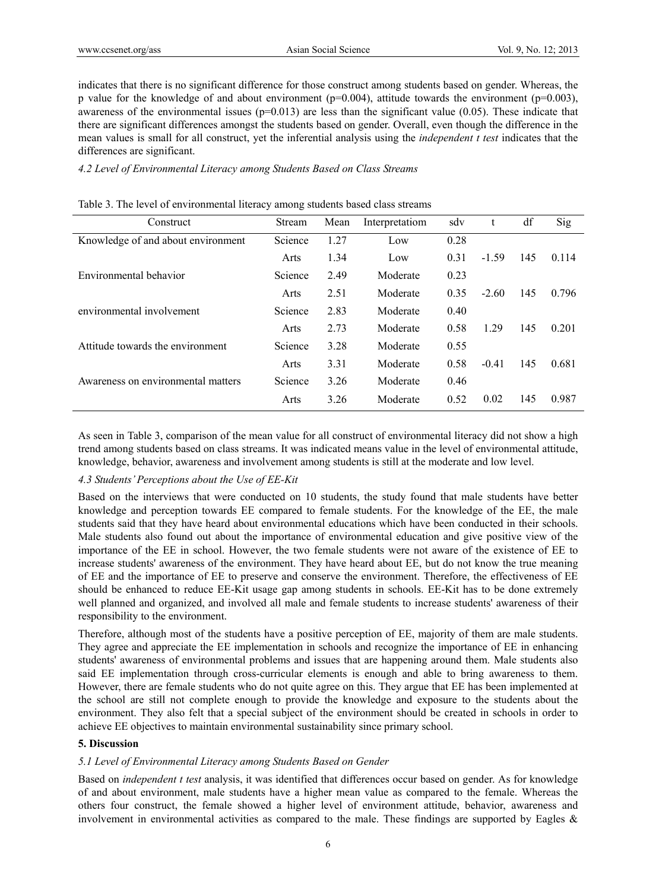indicates that there is no significant difference for those construct among students based on gender. Whereas, the p value for the knowledge of and about environment ($p=0.004$), attitude towards the environment ($p=0.003$), awareness of the environmental issues ($p=0.013$) are less than the significant value (0.05). These indicate that there are significant differences amongst the students based on gender. Overall, even though the difference in the mean values is small for all construct, yet the inferential analysis using the *independent t test* indicates that the differences are significant.

*4.2 Level of Environmental Literacy among Students Based on Class Streams*

Table 3. The level of environmental literacy among students based class streams

| Construct | Stream | Mean | Interpretatiom | sdv | t | df | Sig |
|---|---|---|---|---|---|---|---|
| Knowledge of and about environment | Science | 1.27 | Low | 0.28 | | | |
| | Arts | 1.34 | Low | 0.31 | -1.59 | 145 | 0.114 |
| Environmental behavior | Science | 2.49 | Moderate | 0.23 | | | |
| | Arts | 2.51 | Moderate | 0.35 | -2.60 | 145 | 0.796 |
| environmental involvement | Science | 2.83 | Moderate | 0.40 | | | |
| | Arts | 2.73 | Moderate | 0.58 | 1.29 | 145 | 0.201 |
| Attitude towards the environment | Science | 3.28 | Moderate | 0.55 | | | |
| | Arts | 3.31 | Moderate | 0.58 | -0.41 | 145 | 0.681 |
| Awareness on environmental matters | Science | 3.26 | Moderate | 0.46 | | | |
| | Arts | 3.26 | Moderate | 0.52 | 0.02 | 145 | 0.987 |

As seen in Table 3, comparison of the mean value for all construct of environmental literacy did not show a high trend among students based on class streams. It was indicated means value in the level of environmental attitude, knowledge, behavior, awareness and involvement among students is still at the moderate and low level.

*4.3 Students' Perceptions about the Use of EE-Kit*

Based on the interviews that were conducted on 10 students, the study found that male students have better knowledge and perception towards EE compared to female students. For the knowledge of the EE, the male students said that they have heard about environmental educations which have been conducted in their schools. Male students also found out about the importance of environmental education and give positive view of the importance of the EE in school. However, the two female students were not aware of the existence of EE to increase students' awareness of the environment. They have heard about EE, but do not know the true meaning of EE and the importance of EE to preserve and conserve the environment. Therefore, the effectiveness of EE should be enhanced to reduce EE-Kit usage gap among students in schools. EE-Kit has to be done extremely well planned and organized, and involved all male and female students to increase students' awareness of their responsibility to the environment.

Therefore, although most of the students have a positive perception of EE, majority of them are male students. They agree and appreciate the EE implementation in schools and recognize the importance of EE in enhancing students' awareness of environmental problems and issues that are happening around them. Male students also said EE implementation through cross-curricular elements is enough and able to bring awareness to them. However, there are female students who do not quite agree on this. They argue that EE has been implemented at the school are still not complete enough to provide the knowledge and exposure to the students about the environment. They also felt that a special subject of the environment should be created in schools in order to achieve EE objectives to maintain environmental sustainability since primary school.

## 5. Discussion

*5.1 Level of Environmental Literacy among Students Based on Gender*

Based on *independent t test* analysis, it was identified that differences occur based on gender. As for knowledge of and about environment, male students have a higher mean value as compared to the female. Whereas the others four construct, the female showed a higher level of environment attitude, behavior, awareness and involvement in environmental activities as compared to the male. These findings are supported by Eagles &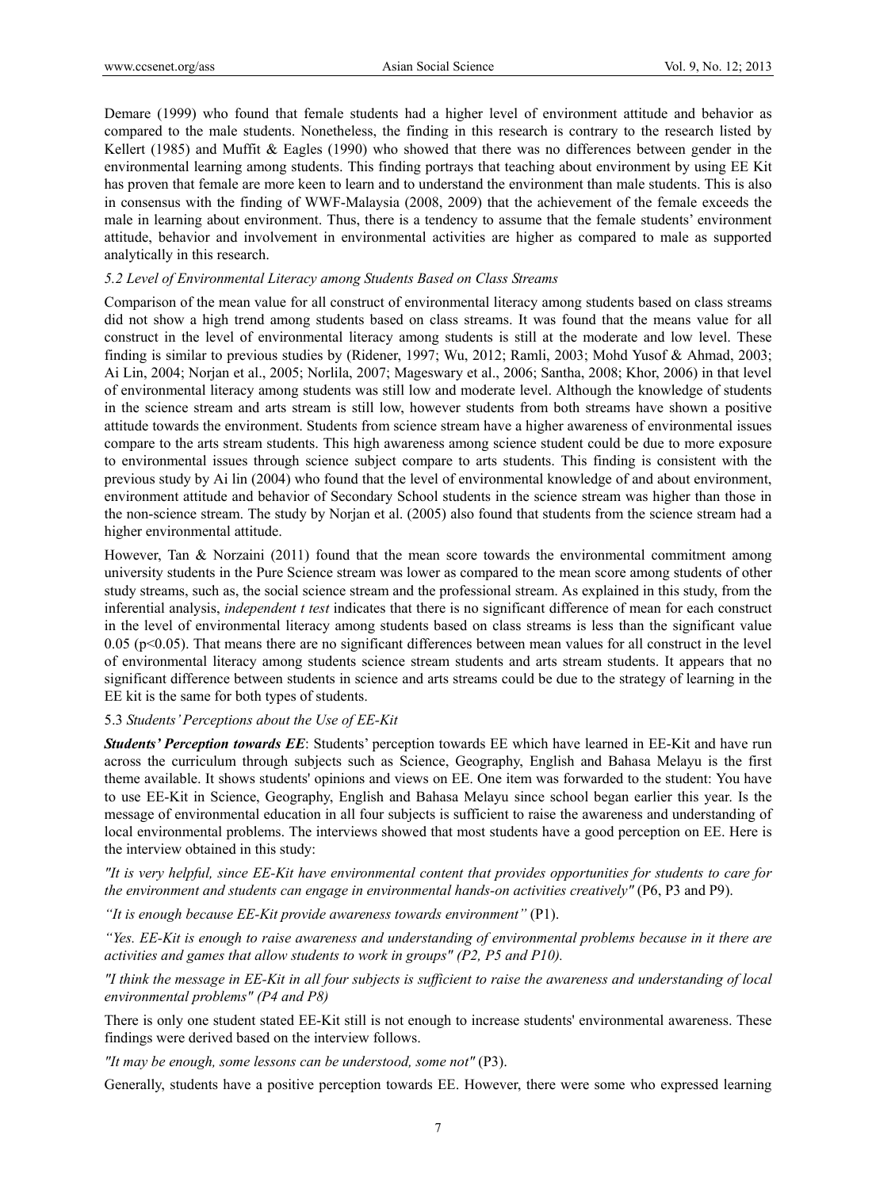Demare (1999) who found that female students had a higher level of environment attitude and behavior as compared to the male students. Nonetheless, the finding in this research is contrary to the research listed by Kellert (1985) and Muffit & Eagles (1990) who showed that there was no differences between gender in the environmental learning among students. This finding portrays that teaching about environment by using EE Kit has proven that female are more keen to learn and to understand the environment than male students. This is also in consensus with the finding of WWF-Malaysia (2008, 2009) that the achievement of the female exceeds the male in learning about environment. Thus, there is a tendency to assume that the female students' environment attitude, behavior and involvement in environmental activities are higher as compared to male as supported analytically in this research.

### *5.2 Level of Environmental Literacy among Students Based on Class Streams*

Comparison of the mean value for all construct of environmental literacy among students based on class streams did not show a high trend among students based on class streams. It was found that the means value for all construct in the level of environmental literacy among students is still at the moderate and low level. These finding is similar to previous studies by (Ridener, 1997; Wu, 2012; Ramli, 2003; Mohd Yusof & Ahmad, 2003; Ai Lin, 2004; Norjan et al., 2005; Norlila, 2007; Mageswary et al., 2006; Santha, 2008; Khor, 2006) in that level of environmental literacy among students was still low and moderate level. Although the knowledge of students in the science stream and arts stream is still low, however students from both streams have shown a positive attitude towards the environment. Students from science stream have a higher awareness of environmental issues compare to the arts stream students. This high awareness among science student could be due to more exposure to environmental issues through science subject compare to arts students. This finding is consistent with the previous study by Ai lin (2004) who found that the level of environmental knowledge of and about environment, environment attitude and behavior of Secondary School students in the science stream was higher than those in the non-science stream. The study by Norjan et al. (2005) also found that students from the science stream had a higher environmental attitude.

However, Tan & Norzaini (2011) found that the mean score towards the environmental commitment among university students in the Pure Science stream was lower as compared to the mean score among students of other study streams, such as, the social science stream and the professional stream. As explained in this study, from the inferential analysis, *independent t test* indicates that there is no significant difference of mean for each construct in the level of environmental literacy among students based on class streams is less than the significant value 0.05 ($p<0.05$). That means there are no significant differences between mean values for all construct in the level of environmental literacy among students science stream students and arts stream students. It appears that no significant difference between students in science and arts streams could be due to the strategy of learning in the EE kit is the same for both types of students.

### 5.3 *Students' Perceptions about the Use of EE-Kit*

***Students' Perception towards EE***: Students' perception towards EE which have learned in EE-Kit and have run across the curriculum through subjects such as Science, Geography, English and Bahasa Melayu is the first theme available. It shows students' opinions and views on EE. One item was forwarded to the student: You have to use EE-Kit in Science, Geography, English and Bahasa Melayu since school began earlier this year. Is the message of environmental education in all four subjects is sufficient to raise the awareness and understanding of local environmental problems. The interviews showed that most students have a good perception on EE. Here is the interview obtained in this study:

*"It is very helpful, since EE-Kit have environmental content that provides opportunities for students to care for the environment and students can engage in environmental hands-on activities creatively"* (P6, P3 and P9).

*"It is enough because EE-Kit provide awareness towards environment"* (P1).

*"Yes. EE-Kit is enough to raise awareness and understanding of environmental problems because in it there are activities and games that allow students to work in groups" (P2, P5 and P10).*

*"I think the message in EE-Kit in all four subjects is sufficient to raise the awareness and understanding of local environmental problems" (P4 and P8)*

There is only one student stated EE-Kit still is not enough to increase students' environmental awareness. These findings were derived based on the interview follows.

*"It may be enough, some lessons can be understood, some not"* (P3).

Generally, students have a positive perception towards EE. However, there were some who expressed learning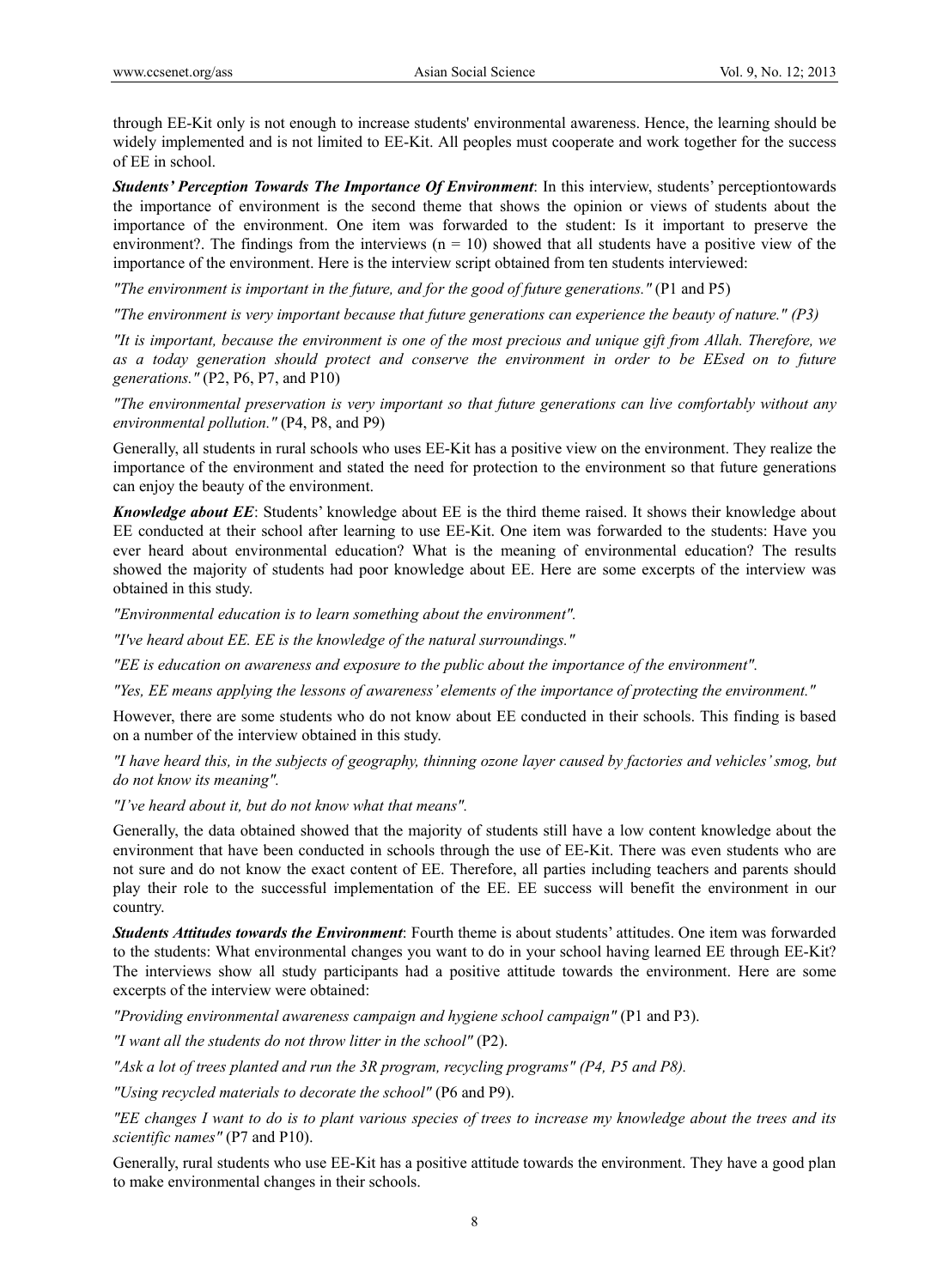through EE-Kit only is not enough to increase students' environmental awareness. Hence, the learning should be widely implemented and is not limited to EE-Kit. All peoples must cooperate and work together for the success of EE in school.

***Students' Perception Towards The Importance Of Environment***: In this interview, students' perceptiontowards the importance of environment is the second theme that shows the opinion or views of students about the importance of the environment. One item was forwarded to the student: Is it important to preserve the environment?. The findings from the interviews (n = 10) showed that all students have a positive view of the importance of the environment. Here is the interview script obtained from ten students interviewed:

*"The environment is important in the future, and for the good of future generations."* (P1 and P5)

*"The environment is very important because that future generations can experience the beauty of nature." (P3)*

*"It is important, because the environment is one of the most precious and unique gift from Allah. Therefore, we as a today generation should protect and conserve the environment in order to be EEsed on to future generations."* (P2, P6, P7, and P10)

*"The environmental preservation is very important so that future generations can live comfortably without any environmental pollution."* (P4, P8, and P9)

Generally, all students in rural schools who uses EE-Kit has a positive view on the environment. They realize the importance of the environment and stated the need for protection to the environment so that future generations can enjoy the beauty of the environment.

***Knowledge about EE***: Students' knowledge about EE is the third theme raised. It shows their knowledge about EE conducted at their school after learning to use EE-Kit. One item was forwarded to the students: Have you ever heard about environmental education? What is the meaning of environmental education? The results showed the majority of students had poor knowledge about EE. Here are some excerpts of the interview was obtained in this study.

*"Environmental education is to learn something about the environment".*

*"I've heard about EE. EE is the knowledge of the natural surroundings."*

*"EE is education on awareness and exposure to the public about the importance of the environment".*

*"Yes, EE means applying the lessons of awareness' elements of the importance of protecting the environment."*

However, there are some students who do not know about EE conducted in their schools. This finding is based on a number of the interview obtained in this study.

*"I have heard this, in the subjects of geography, thinning ozone layer caused by factories and vehicles' smog, but do not know its meaning".*

*"I've heard about it, but do not know what that means".*

Generally, the data obtained showed that the majority of students still have a low content knowledge about the environment that have been conducted in schools through the use of EE-Kit. There was even students who are not sure and do not know the exact content of EE. Therefore, all parties including teachers and parents should play their role to the successful implementation of the EE. EE success will benefit the environment in our country.

***Students Attitudes towards the Environment***: Fourth theme is about students' attitudes. One item was forwarded to the students: What environmental changes you want to do in your school having learned EE through EE-Kit? The interviews show all study participants had a positive attitude towards the environment. Here are some excerpts of the interview were obtained:

*"Providing environmental awareness campaign and hygiene school campaign"* (P1 and P3).

*"I want all the students do not throw litter in the school"* (P2).

*"Ask a lot of trees planted and run the 3R program, recycling programs" (P4, P5 and P8).*

*"Using recycled materials to decorate the school"* (P6 and P9).

*"EE changes I want to do is to plant various species of trees to increase my knowledge about the trees and its scientific names"* (P7 and P10).

Generally, rural students who use EE-Kit has a positive attitude towards the environment. They have a good plan to make environmental changes in their schools.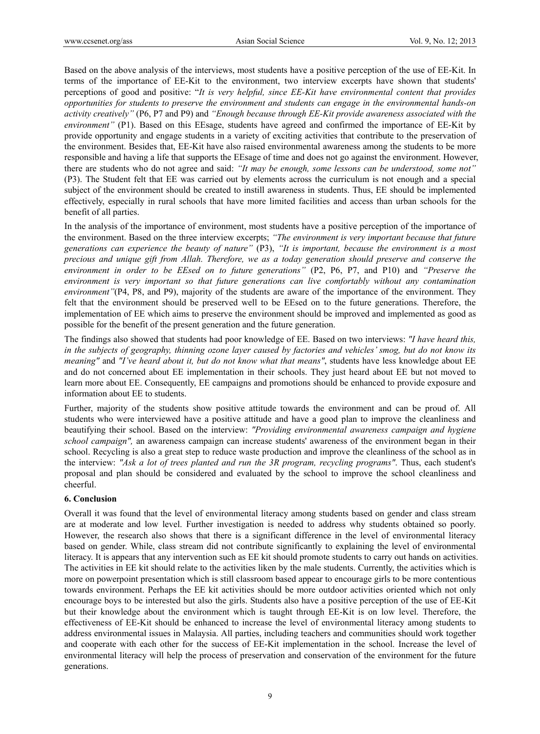Based on the above analysis of the interviews, most students have a positive perception of the use of EE-Kit. In terms of the importance of EE-Kit to the environment, two interview excerpts have shown that students' perceptions of good and positive: "*It is very helpful, since EE-Kit have environmental content that provides opportunities for students to preserve the environment and students can engage in the environmental hands-on activity creatively"* (P6, P7 and P9) and *"Enough because through EE-Kit provide awareness associated with the environment"* (P1). Based on this EEsage, students have agreed and confirmed the importance of EE-Kit by provide opportunity and engage students in a variety of exciting activities that contribute to the preservation of the environment. Besides that, EE-Kit have also raised environmental awareness among the students to be more responsible and having a life that supports the EEsage of time and does not go against the environment. However, there are students who do not agree and said: *"It may be enough, some lessons can be understood, some not"* (P3). The Student felt that EE was carried out by elements across the curriculum is not enough and a special subject of the environment should be created to instill awareness in students. Thus, EE should be implemented effectively, especially in rural schools that have more limited facilities and access than urban schools for the benefit of all parties.

In the analysis of the importance of environment, most students have a positive perception of the importance of the environment. Based on the three interview excerpts; *"The environment is very important because that future generations can experience the beauty of nature"* (P3), *"It is important, because the environment is a most precious and unique gift from Allah. Therefore, we as a today generation should preserve and conserve the environment in order to be EEsed on to future generations"* (P2, P6, P7, and P10) and *"Preserve the environment is very important so that future generations can live comfortably without any contamination environment"*(P4, P8, and P9), majority of the students are aware of the importance of the environment. They felt that the environment should be preserved well to be EEsed on to the future generations. Therefore, the implementation of EE which aims to preserve the environment should be improved and implemented as good as possible for the benefit of the present generation and the future generation.

The findings also showed that students had poor knowledge of EE. Based on two interviews: *"I have heard this, in the subjects of geography, thinning ozone layer caused by factories and vehicles' smog, but do not know its meaning"* and *"I've heard about it, but do not know what that means"*, students have less knowledge about EE and do not concerned about EE implementation in their schools. They just heard about EE but not moved to learn more about EE. Consequently, EE campaigns and promotions should be enhanced to provide exposure and information about EE to students.

Further, majority of the students show positive attitude towards the environment and can be proud of. All students who were interviewed have a positive attitude and have a good plan to improve the cleanliness and beautifying their school. Based on the interview: *"Providing environmental awareness campaign and hygiene school campaign",* an awareness campaign can increase students' awareness of the environment began in their school. Recycling is also a great step to reduce waste production and improve the cleanliness of the school as in the interview: *"Ask a lot of trees planted and run the 3R program, recycling programs"*. Thus, each student's proposal and plan should be considered and evaluated by the school to improve the school cleanliness and cheerful.

## 6. Conclusion

Overall it was found that the level of environmental literacy among students based on gender and class stream are at moderate and low level. Further investigation is needed to address why students obtained so poorly. However, the research also shows that there is a significant difference in the level of environmental literacy based on gender. While, class stream did not contribute significantly to explaining the level of environmental literacy. It is appears that any intervention such as EE kit should promote students to carry out hands on activities. The activities in EE kit should relate to the activities liken by the male students. Currently, the activities which is more on powerpoint presentation which is still classroom based appear to encourage girls to be more contentious towards environment. Perhaps the EE kit activities should be more outdoor activities oriented which not only encourage boys to be interested but also the girls. Students also have a positive perception of the use of EE-Kit but their knowledge about the environment which is taught through EE-Kit is on low level. Therefore, the effectiveness of EE-Kit should be enhanced to increase the level of environmental literacy among students to address environmental issues in Malaysia. All parties, including teachers and communities should work together and cooperate with each other for the success of EE-Kit implementation in the school. Increase the level of environmental literacy will help the process of preservation and conservation of the environment for the future generations.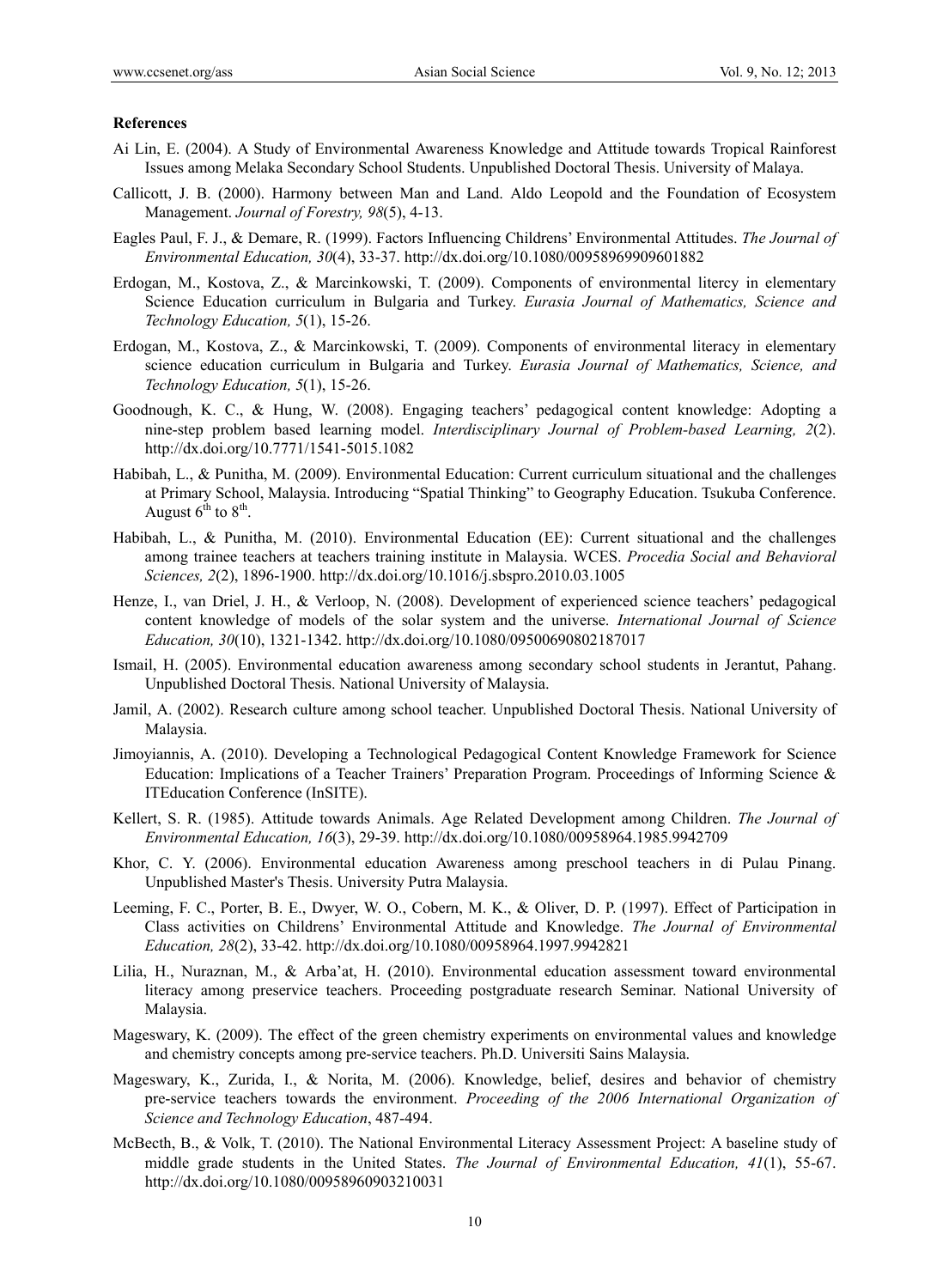**References**

Ai Lin, E. (2004). A Study of Environmental Awareness Knowledge and Attitude towards Tropical Rainforest Issues among Melaka Secondary School Students. Unpublished Doctoral Thesis. University of Malaya.

Callicott, J. B. (2000). Harmony between Man and Land. Aldo Leopold and the Foundation of Ecosystem Management. *Journal of Forestry, 98*(5), 4-13.

Eagles Paul, F. J., & Demare, R. (1999). Factors Influencing Childrens' Environmental Attitudes. *The Journal of Environmental Education, 30*(4), 33-37. http://dx.doi.org/10.1080/00958969909601882

Erdogan, M., Kostova, Z., & Marcinkowski, T. (2009). Components of environmental litercy in elementary Science Education curriculum in Bulgaria and Turkey. *Eurasia Journal of Mathematics, Science and Technology Education, 5*(1), 15-26.

Erdogan, M., Kostova, Z., & Marcinkowski, T. (2009). Components of environmental literacy in elementary science education curriculum in Bulgaria and Turkey. *Eurasia Journal of Mathematics, Science, and Technology Education, 5*(1), 15-26.

Goodnough, K. C., & Hung, W. (2008). Engaging teachers' pedagogical content knowledge: Adopting a nine-step problem based learning model. *Interdisciplinary Journal of Problem-based Learning, 2*(2). http://dx.doi.org/10.7771/1541-5015.1082

Habibah, L., & Punitha, M. (2009). Environmental Education: Current curriculum situational and the challenges at Primary School, Malaysia. Introducing "Spatial Thinking" to Geography Education. Tsukuba Conference. August 6th to 8th.

Habibah, L., & Punitha, M. (2010). Environmental Education (EE): Current situational and the challenges among trainee teachers at teachers training institute in Malaysia. WCES. *Procedia Social and Behavioral Sciences, 2*(2), 1896-1900. http://dx.doi.org/10.1016/j.sbspro.2010.03.1005

Henze, I., van Driel, J. H., & Verloop, N. (2008). Development of experienced science teachers' pedagogical content knowledge of models of the solar system and the universe. *International Journal of Science Education, 30*(10), 1321-1342. http://dx.doi.org/10.1080/09500690802187017

Ismail, H. (2005). Environmental education awareness among secondary school students in Jerantut, Pahang. Unpublished Doctoral Thesis. National University of Malaysia.

Jamil, A. (2002). Research culture among school teacher. Unpublished Doctoral Thesis. National University of Malaysia.

Jimoyiannis, A. (2010). Developing a Technological Pedagogical Content Knowledge Framework for Science Education: Implications of a Teacher Trainers' Preparation Program. Proceedings of Informing Science & ITEducation Conference (InSITE).

Kellert, S. R. (1985). Attitude towards Animals. Age Related Development among Children. *The Journal of Environmental Education, 16*(3), 29-39. http://dx.doi.org/10.1080/00958964.1985.9942709

Khor, C. Y. (2006). Environmental education Awareness among preschool teachers in di Pulau Pinang. Unpublished Master's Thesis. University Putra Malaysia.

Leeming, F. C., Porter, B. E., Dwyer, W. O., Cobern, M. K., & Oliver, D. P. (1997). Effect of Participation in Class activities on Childrens' Environmental Attitude and Knowledge. *The Journal of Environmental Education, 28*(2), 33-42. http://dx.doi.org/10.1080/00958964.1997.9942821

Lilia, H., Nuraznan, M., & Arba'at, H. (2010). Environmental education assessment toward environmental literacy among preservice teachers. Proceeding postgraduate research Seminar. National University of Malaysia.

Mageswary, K. (2009). The effect of the green chemistry experiments on environmental values and knowledge and chemistry concepts among pre-service teachers. Ph.D. Universiti Sains Malaysia.

Mageswary, K., Zurida, I., & Norita, M. (2006). Knowledge, belief, desires and behavior of chemistry pre-service teachers towards the environment. *Proceeding of the 2006 International Organization of Science and Technology Education*, 487-494.

McBecth, B., & Volk, T. (2010). The National Environmental Literacy Assessment Project: A baseline study of middle grade students in the United States. *The Journal of Environmental Education, 41*(1), 55-67. http://dx.doi.org/10.1080/00958960903210031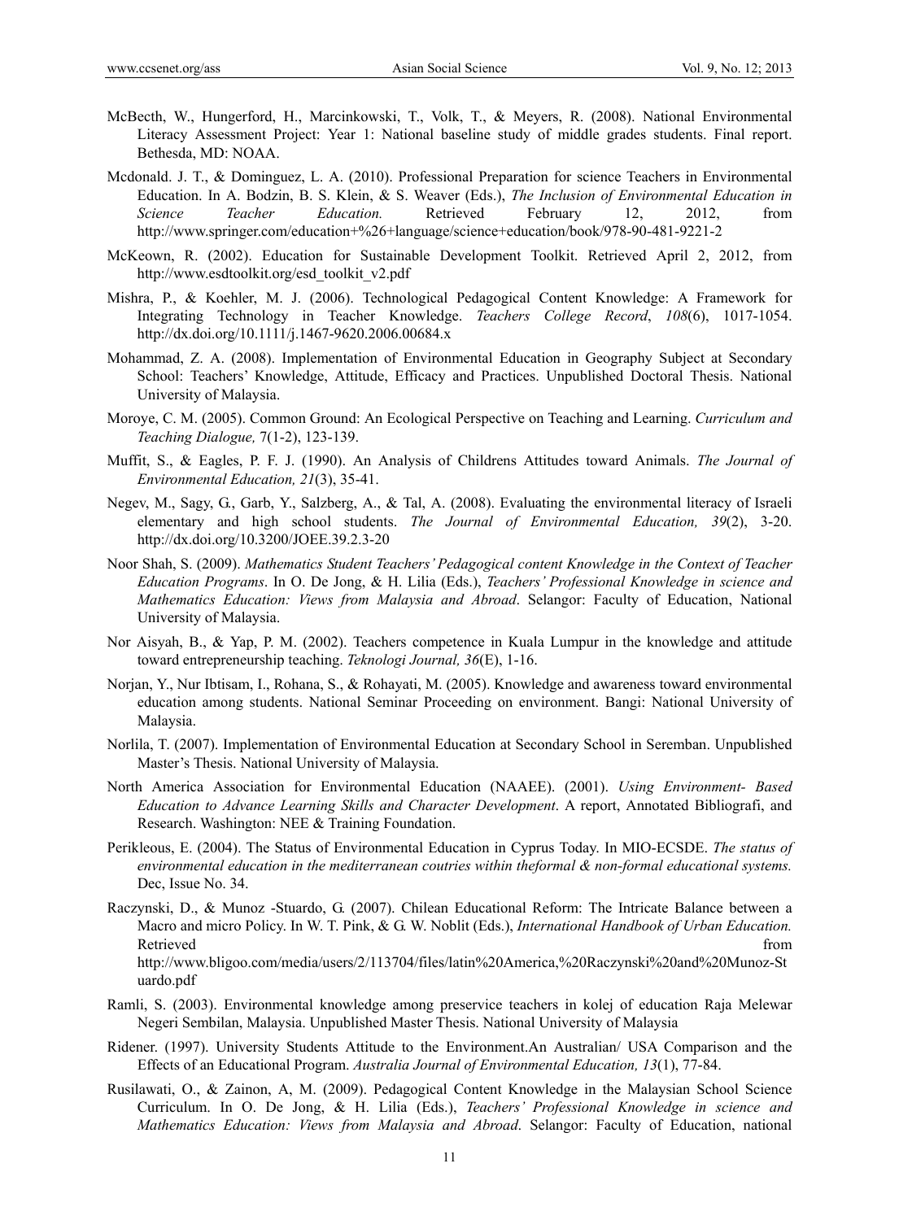McBecth, W., Hungerford, H., Marcinkowski, T., Volk, T., & Meyers, R. (2008). National Environmental Literacy Assessment Project: Year 1: National baseline study of middle grades students. Final report. Bethesda, MD: NOAA.

Mcdonald. J. T., & Dominguez, L. A. (2010). Professional Preparation for science Teachers in Environmental Education. In A. Bodzin, B. S. Klein, & S. Weaver (Eds.), *The Inclusion of Environmental Education in Science Teacher Education.* Retrieved February 12, 2012, from http://www.springer.com/education+%26+language/science+education/book/978-90-481-9221-2

McKeown, R. (2002). Education for Sustainable Development Toolkit. Retrieved April 2, 2012, from http://www.esdtoolkit.org/esd_toolkit_v2.pdf

Mishra, P., & Koehler, M. J. (2006). Technological Pedagogical Content Knowledge: A Framework for Integrating Technology in Teacher Knowledge. *Teachers College Record*, *108*(6), 1017-1054. http://dx.doi.org/10.1111/j.1467-9620.2006.00684.x

Mohammad, Z. A. (2008). Implementation of Environmental Education in Geography Subject at Secondary School: Teachers' Knowledge, Attitude, Efficacy and Practices. Unpublished Doctoral Thesis. National University of Malaysia.

Moroye, C. M. (2005). Common Ground: An Ecological Perspective on Teaching and Learning. *Curriculum and Teaching Dialogue,* 7(1-2), 123-139.

Muffit, S., & Eagles, P. F. J. (1990). An Analysis of Childrens Attitudes toward Animals. *The Journal of Environmental Education, 21*(3), 35-41.

Negev, M., Sagy, G., Garb, Y., Salzberg, A., & Tal, A. (2008). Evaluating the environmental literacy of Israeli elementary and high school students. *The Journal of Environmental Education, 39*(2), 3-20. http://dx.doi.org/10.3200/JOEE.39.2.3-20

Noor Shah, S. (2009). *Mathematics Student Teachers' Pedagogical content Knowledge in the Context of Teacher Education Programs*. In O. De Jong, & H. Lilia (Eds.), *Teachers' Professional Knowledge in science and Mathematics Education: Views from Malaysia and Abroad*. Selangor: Faculty of Education, National University of Malaysia.

Nor Aisyah, B., & Yap, P. M. (2002). Teachers competence in Kuala Lumpur in the knowledge and attitude toward entrepreneurship teaching. *Teknologi Journal, 36*(E), 1-16.

Norjan, Y., Nur Ibtisam, I., Rohana, S., & Rohayati, M. (2005). Knowledge and awareness toward environmental education among students. National Seminar Proceeding on environment. Bangi: National University of Malaysia.

Norlila, T. (2007). Implementation of Environmental Education at Secondary School in Seremban. Unpublished Master's Thesis. National University of Malaysia.

North America Association for Environmental Education (NAAEE). (2001). *Using Environment- Based Education to Advance Learning Skills and Character Development*. A report, Annotated Bibliografi, and Research. Washington: NEE & Training Foundation.

Perikleous, E. (2004). The Status of Environmental Education in Cyprus Today. In MIO-ECSDE. *The status of environmental education in the mediterranean coutries within theformal & non-formal educational systems.* Dec, Issue No. 34.

Raczynski, D., & Munoz -Stuardo, G. (2007). Chilean Educational Reform: The Intricate Balance between a Macro and micro Policy. In W. T. Pink, & G. W. Noblit (Eds.), *International Handbook of Urban Education.* Retrieved from http://www.bligoo.com/media/users/2/113704/files/latin%20America,%20Raczynski%20and%20Munoz-Stuardo.pdf

Ramli, S. (2003). Environmental knowledge among preservice teachers in kolej of education Raja Melewar Negeri Sembilan, Malaysia. Unpublished Master Thesis. National University of Malaysia

Ridener. (1997). University Students Attitude to the Environment.An Australian/ USA Comparison and the Effects of an Educational Program. *Australia Journal of Environmental Education, 13*(1), 77-84.

Rusilawati, O., & Zainon, A, M. (2009). Pedagogical Content Knowledge in the Malaysian School Science Curriculum. In O. De Jong, & H. Lilia (Eds.), *Teachers' Professional Knowledge in science and Mathematics Education: Views from Malaysia and Abroad*. Selangor: Faculty of Education, national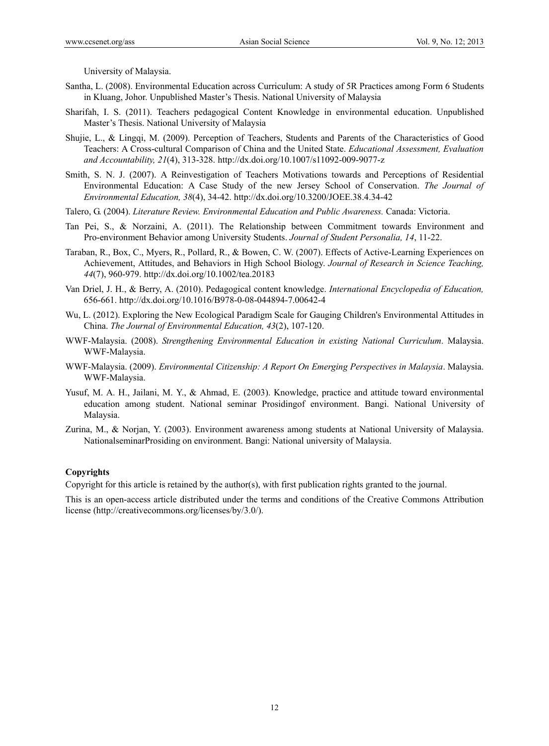University of Malaysia.

Santha, L. (2008). Environmental Education across Curriculum: A study of 5R Practices among Form 6 Students in Kluang, Johor. Unpublished Master's Thesis. National University of Malaysia

Sharifah, I. S. (2011). Teachers pedagogical Content Knowledge in environmental education. Unpublished Master's Thesis. National University of Malaysia

Shujie, L., & Lingqi, M. (2009). Perception of Teachers, Students and Parents of the Characteristics of Good Teachers: A Cross-cultural Comparison of China and the United State. *Educational Assessment, Evaluation and Accountability, 21*(4), 313-328. http://dx.doi.org/10.1007/s11092-009-9077-z

Smith, S. N. J. (2007). A Reinvestigation of Teachers Motivations towards and Perceptions of Residential Environmental Education: A Case Study of the new Jersey School of Conservation. *The Journal of Environmental Education, 38*(4), 34-42. http://dx.doi.org/10.3200/JOEE.38.4.34-42

Talero, G. (2004). *Literature Review. Environmental Education and Public Awareness.* Canada: Victoria.

Tan Pei, S., & Norzaini, A. (2011). The Relationship between Commitment towards Environment and Pro-environment Behavior among University Students. *Journal of Student Personalia, 14*, 11-22.

Taraban, R., Box, C., Myers, R., Pollard, R., & Bowen, C. W. (2007). Effects of Active-Learning Experiences on Achievement, Attitudes, and Behaviors in High School Biology. *Journal of Research in Science Teaching, 44*(7), 960-979. http://dx.doi.org/10.1002/tea.20183

Van Driel, J. H., & Berry, A. (2010). Pedagogical content knowledge. *International Encyclopedia of Education,* 656-661. http://dx.doi.org/10.1016/B978-0-08-044894-7.00642-4

Wu, L. (2012). Exploring the New Ecological Paradigm Scale for Gauging Children's Environmental Attitudes in China. *The Journal of Environmental Education, 43*(2), 107-120.

WWF-Malaysia. (2008). *Strengthening Environmental Education in existing National Curriculum*. Malaysia. WWF-Malaysia.

WWF-Malaysia. (2009). *Environmental Citizenship: A Report On Emerging Perspectives in Malaysia*. Malaysia. WWF-Malaysia.

Yusuf, M. A. H., Jailani, M. Y., & Ahmad, E. (2003). Knowledge, practice and attitude toward environmental education among student. National seminar Prosidingof environment. Bangi. National University of Malaysia.

Zurina, M., & Norjan, Y. (2003). Environment awareness among students at National University of Malaysia. NationalseminarProsiding on environment. Bangi: National university of Malaysia.

**Copyrights**

Copyright for this article is retained by the author(s), with first publication rights granted to the journal.

This is an open-access article distributed under the terms and conditions of the Creative Commons Attribution license (http://creativecommons.org/licenses/by/3.0/).